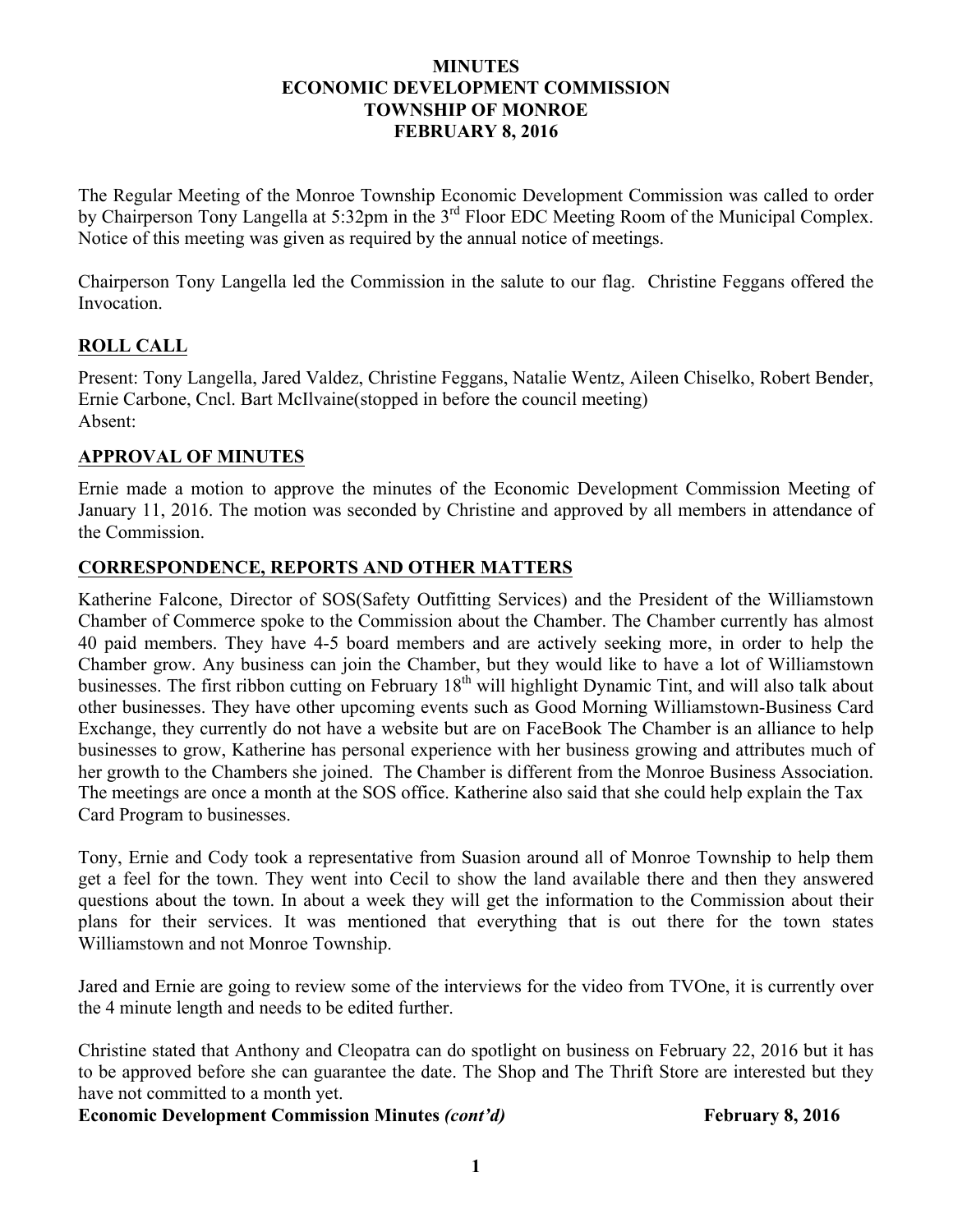# MINUTES
# ECONOMIC DEVELOPMENT COMMISSION
# TOWNSHIP OF MONROE
# FEBRUARY 8, 2016

The Regular Meeting of the Monroe Township Economic Development Commission was called to order by Chairperson Tony Langella at 5:32pm in the 3rd Floor EDC Meeting Room of the Municipal Complex. Notice of this meeting was given as required by the annual notice of meetings.

Chairperson Tony Langella led the Commission in the salute to our flag. Christine Feggans offered the Invocation.

## ROLL CALL

Present: Tony Langella, Jared Valdez, Christine Feggans, Natalie Wentz, Aileen Chiselko, Robert Bender, Ernie Carbone, Cncl. Bart McIlvaine(stopped in before the council meeting)
Absent:

## APPROVAL OF MINUTES

Ernie made a motion to approve the minutes of the Economic Development Commission Meeting of January 11, 2016. The motion was seconded by Christine and approved by all members in attendance of the Commission.

## CORRESPONDENCE, REPORTS AND OTHER MATTERS

Katherine Falcone, Director of SOS(Safety Outfitting Services) and the President of the Williamstown Chamber of Commerce spoke to the Commission about the Chamber. The Chamber currently has almost 40 paid members. They have 4-5 board members and are actively seeking more, in order to help the Chamber grow. Any business can join the Chamber, but they would like to have a lot of Williamstown businesses. The first ribbon cutting on February 18th will highlight Dynamic Tint, and will also talk about other businesses. They have other upcoming events such as Good Morning Williamstown-Business Card Exchange, they currently do not have a website but are on FaceBook The Chamber is an alliance to help businesses to grow, Katherine has personal experience with her business growing and attributes much of her growth to the Chambers she joined. The Chamber is different from the Monroe Business Association. The meetings are once a month at the SOS office. Katherine also said that she could help explain the Tax Card Program to businesses.

Tony, Ernie and Cody took a representative from Suasion around all of Monroe Township to help them get a feel for the town. They went into Cecil to show the land available there and then they answered questions about the town. In about a week they will get the information to the Commission about their plans for their services. It was mentioned that everything that is out there for the town states Williamstown and not Monroe Township.

Jared and Ernie are going to review some of the interviews for the video from TVOne, it is currently over the 4 minute length and needs to be edited further.

Christine stated that Anthony and Cleopatra can do spotlight on business on February 22, 2016 but it has to be approved before she can guarantee the date. The Shop and The Thrift Store are interested but they have not committed to a month yet.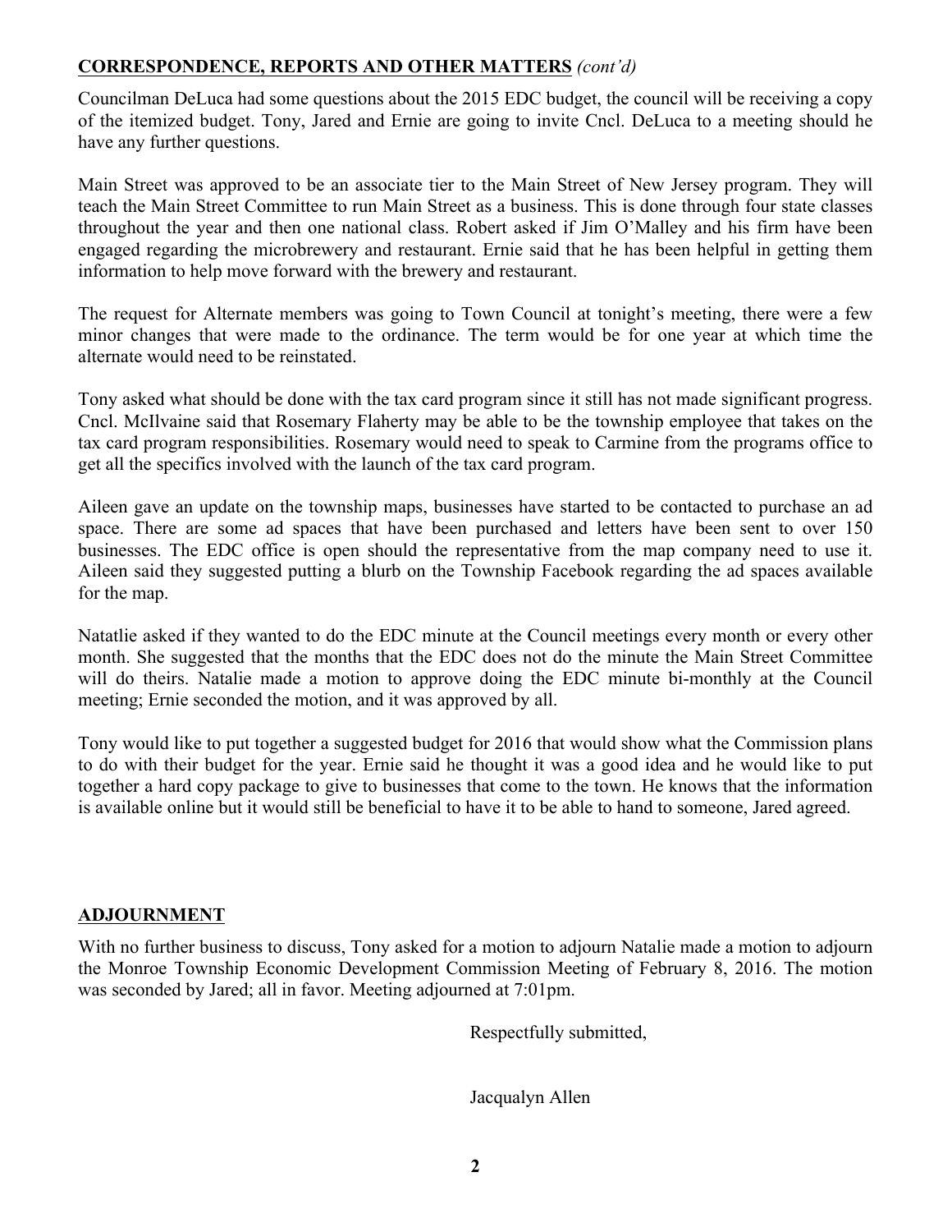## **CORRESPONDENCE, REPORTS AND OTHER MATTERS** *(cont'd)*

Councilman DeLuca had some questions about the 2015 EDC budget, the council will be receiving a copy of the itemized budget. Tony, Jared and Ernie are going to invite Cncl. DeLuca to a meeting should he have any further questions.

Main Street was approved to be an associate tier to the Main Street of New Jersey program. They will teach the Main Street Committee to run Main Street as a business. This is done through four state classes throughout the year and then one national class. Robert asked if Jim O'Malley and his firm have been engaged regarding the microbrewery and restaurant. Ernie said that he has been helpful in getting them information to help move forward with the brewery and restaurant.

The request for Alternate members was going to Town Council at tonight's meeting, there were a few minor changes that were made to the ordinance. The term would be for one year at which time the alternate would need to be reinstated.

Tony asked what should be done with the tax card program since it still has not made significant progress. Cncl. McIlvaine said that Rosemary Flaherty may be able to be the township employee that takes on the tax card program responsibilities. Rosemary would need to speak to Carmine from the programs office to get all the specifics involved with the launch of the tax card program.

Aileen gave an update on the township maps, businesses have started to be contacted to purchase an ad space. There are some ad spaces that have been purchased and letters have been sent to over 150 businesses. The EDC office is open should the representative from the map company need to use it. Aileen said they suggested putting a blurb on the Township Facebook regarding the ad spaces available for the map.

Natatlie asked if they wanted to do the EDC minute at the Council meetings every month or every other month. She suggested that the months that the EDC does not do the minute the Main Street Committee will do theirs. Natalie made a motion to approve doing the EDC minute bi-monthly at the Council meeting; Ernie seconded the motion, and it was approved by all.

Tony would like to put together a suggested budget for 2016 that would show what the Commission plans to do with their budget for the year. Ernie said he thought it was a good idea and he would like to put together a hard copy package to give to businesses that come to the town. He knows that the information is available online but it would still be beneficial to have it to be able to hand to someone, Jared agreed.

## **ADJOURNMENT**

With no further business to discuss, Tony asked for a motion to adjourn Natalie made a motion to adjourn the Monroe Township Economic Development Commission Meeting of February 8, 2016. The motion was seconded by Jared; all in favor. Meeting adjourned at 7:01pm.

Respectfully submitted,

Jacqualyn Allen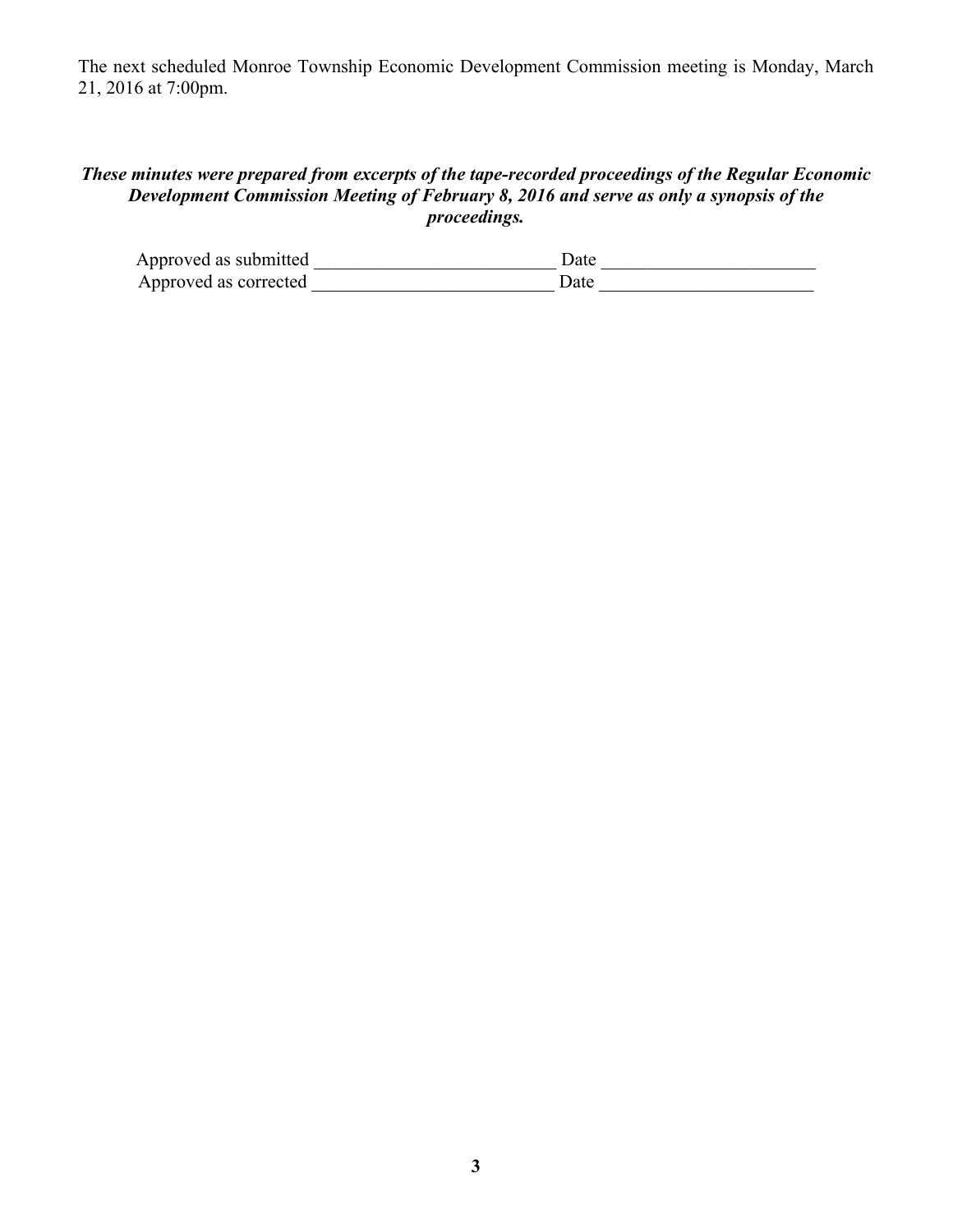The next scheduled Monroe Township Economic Development Commission meeting is Monday, March 21, 2016 at 7:00pm.

***These minutes were prepared from excerpts of the tape-recorded proceedings of the Regular Economic Development Commission Meeting of February 8, 2016 and serve as only a synopsis of the proceedings.***

Approved as submitted __________________________ Date _______________________

Approved as corrected __________________________ Date _______________________